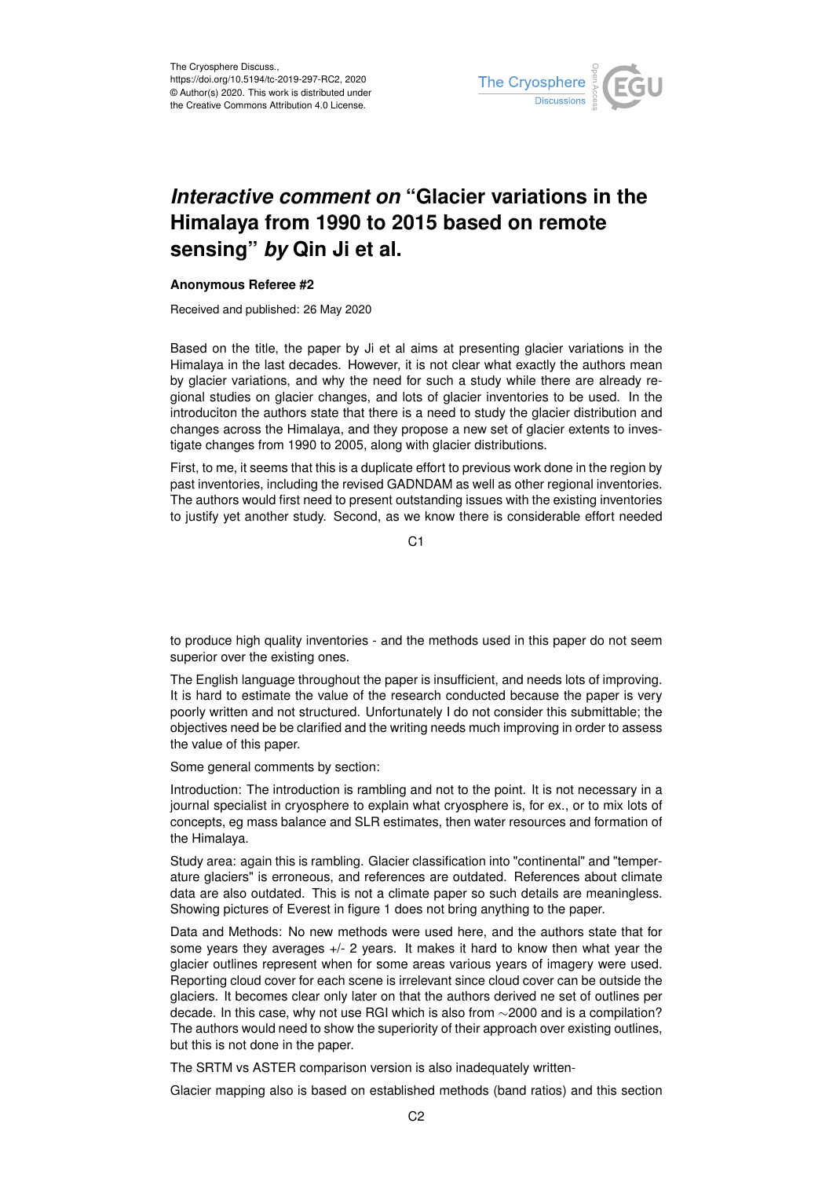# *Interactive comment on* "Glacier variations in the Himalaya from 1990 to 2015 based on remote sensing" *by* Qin Ji et al.

**Anonymous Referee #2**

Received and published: 26 May 2020

Based on the title, the paper by Ji et al aims at presenting glacier variations in the Himalaya in the last decades. However, it is not clear what exactly the authors mean by glacier variations, and why the need for such a study while there are already regional studies on glacier changes, and lots of glacier inventories to be used. In the introduciton the authors state that there is a need to study the glacier distribution and changes across the Himalaya, and they propose a new set of glacier extents to investigate changes from 1990 to 2005, along with glacier distributions.

First, to me, it seems that this is a duplicate effort to previous work done in the region by past inventories, including the revised GADNDAM as well as other regional inventories. The authors would first need to present outstanding issues with the existing inventories to justify yet another study. Second, as we know there is considerable effort needed to produce high quality inventories - and the methods used in this paper do not seem superior over the existing ones.

The English language throughout the paper is insufficient, and needs lots of improving. It is hard to estimate the value of the research conducted because the paper is very poorly written and not structured. Unfortunately I do not consider this submittable; the objectives need be be clarified and the writing needs much improving in order to assess the value of this paper.

Some general comments by section:

Introduction: The introduction is rambling and not to the point. It is not necessary in a journal specialist in cryosphere to explain what cryosphere is, for ex., or to mix lots of concepts, eg mass balance and SLR estimates, then water resources and formation of the Himalaya.

Study area: again this is rambling. Glacier classification into "continental" and "temperature glaciers" is erroneous, and references are outdated. References about climate data are also outdated. This is not a climate paper so such details are meaningless. Showing pictures of Everest in figure 1 does not bring anything to the paper.

Data and Methods: No new methods were used here, and the authors state that for some years they averages +/- 2 years. It makes it hard to know then what year the glacier outlines represent when for some areas various years of imagery were used. Reporting cloud cover for each scene is irrelevant since cloud cover can be outside the glaciers. It becomes clear only later on that the authors derived ne set of outlines per decade. In this case, why not use RGI which is also from ~2000 and is a compilation? The authors would need to show the superiority of their approach over existing outlines, but this is not done in the paper.

The SRTM vs ASTER comparison version is also inadequately written-

Glacier mapping also is based on established methods (band ratios) and this section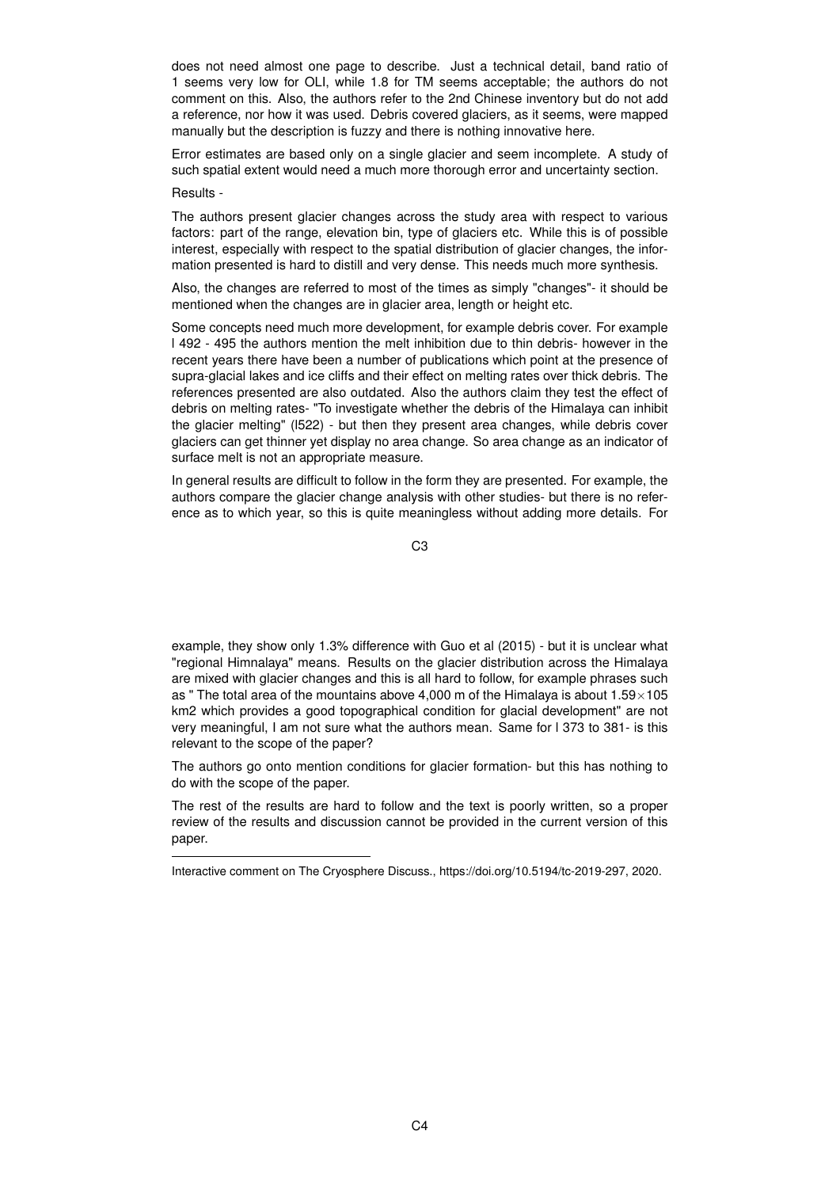does not need almost one page to describe. Just a technical detail, band ratio of 1 seems very low for OLI, while 1.8 for TM seems acceptable; the authors do not comment on this. Also, the authors refer to the 2nd Chinese inventory but do not add a reference, nor how it was used. Debris covered glaciers, as it seems, were mapped manually but the description is fuzzy and there is nothing innovative here.

Error estimates are based only on a single glacier and seem incomplete. A study of such spatial extent would need a much more thorough error and uncertainty section.

Results -

The authors present glacier changes across the study area with respect to various factors: part of the range, elevation bin, type of glaciers etc. While this is of possible interest, especially with respect to the spatial distribution of glacier changes, the information presented is hard to distill and very dense. This needs much more synthesis.

Also, the changes are referred to most of the times as simply "changes"- it should be mentioned when the changes are in glacier area, length or height etc.

Some concepts need much more development, for example debris cover. For example l 492 - 495 the authors mention the melt inhibition due to thin debris- however in the recent years there have been a number of publications which point at the presence of supra-glacial lakes and ice cliffs and their effect on melting rates over thick debris. The references presented are also outdated. Also the authors claim they test the effect of debris on melting rates- "To investigate whether the debris of the Himalaya can inhibit the glacier melting" (l522) - but then they present area changes, while debris cover glaciers can get thinner yet display no area change. So area change as an indicator of surface melt is not an appropriate measure.

In general results are difficult to follow in the form they are presented. For example, the authors compare the glacier change analysis with other studies- but there is no reference as to which year, so this is quite meaningless without adding more details. For example, they show only 1.3% difference with Guo et al (2015) - but it is unclear what "regional Himnalaya" means. Results on the glacier distribution across the Himalaya are mixed with glacier changes and this is all hard to follow, for example phrases such as " The total area of the mountains above 4,000 m of the Himalaya is about $1.59\times105$ km2 which provides a good topographical condition for glacial development" are not very meaningful, I am not sure what the authors mean. Same for l 373 to 381- is this relevant to the scope of the paper?

The authors go onto mention conditions for glacier formation- but this has nothing to do with the scope of the paper.

The rest of the results are hard to follow and the text is poorly written, so a proper review of the results and discussion cannot be provided in the current version of this paper.

---

Interactive comment on The Cryosphere Discuss., https://doi.org/10.5194/tc-2019-297, 2020.